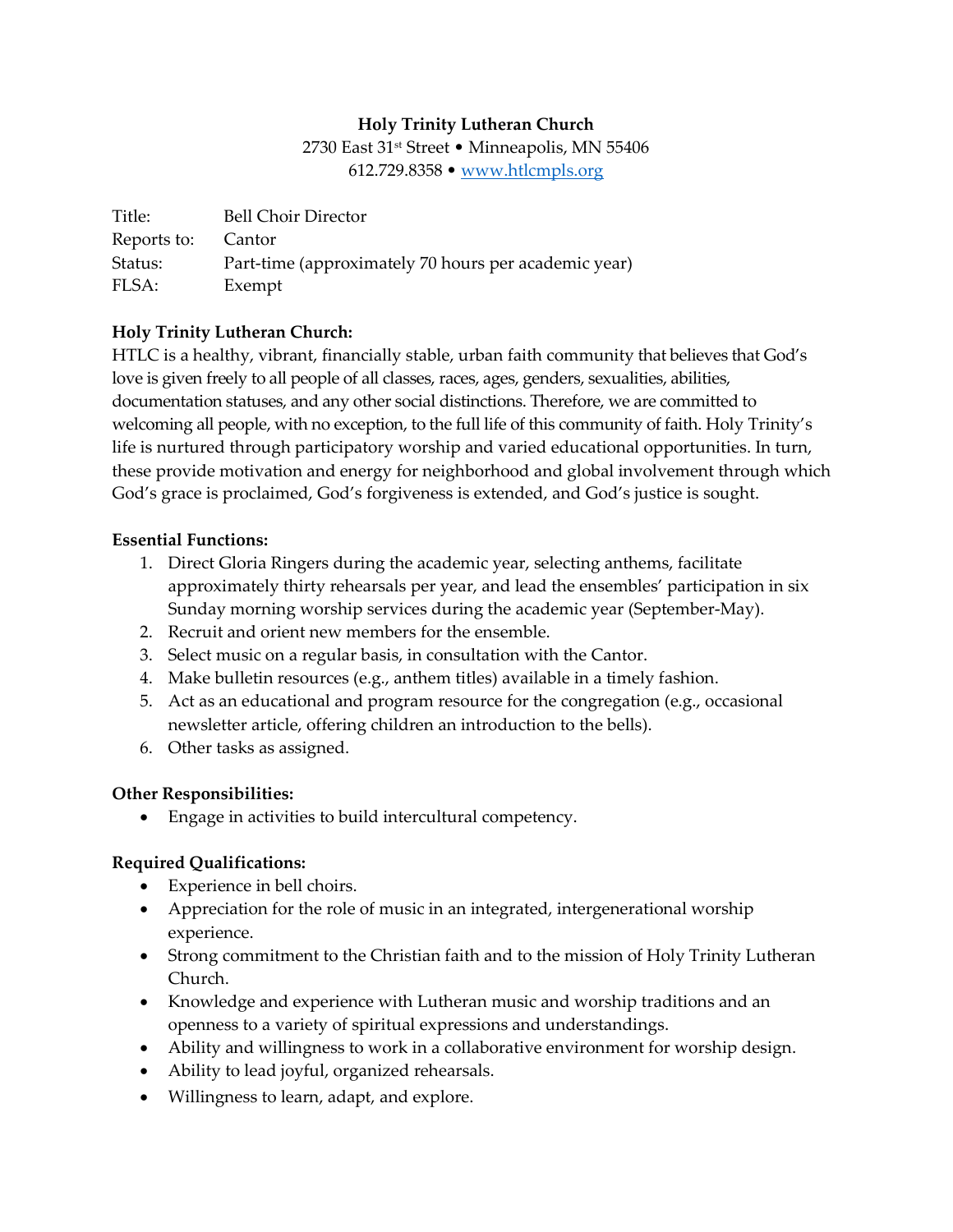**Holy Trinity Lutheran Church**

2730 East 31st Street • Minneapolis, MN 55406

612.729.8358 • [www.htlcmpls.org](http://www.htlcmpls.org)

| | |
|---|---|
| Title: | Bell Choir Director |
| Reports to: | Cantor |
| Status: | Part-time (approximately 70 hours per academic year) |
| FLSA: | Exempt |

**Holy Trinity Lutheran Church:**

HTLC is a healthy, vibrant, financially stable, urban faith community that believes that God's love is given freely to all people of all classes, races, ages, genders, sexualities, abilities, documentation statuses, and any other social distinctions. Therefore, we are committed to welcoming all people, with no exception, to the full life of this community of faith. Holy Trinity's life is nurtured through participatory worship and varied educational opportunities. In turn, these provide motivation and energy for neighborhood and global involvement through which God's grace is proclaimed, God's forgiveness is extended, and God's justice is sought.

**Essential Functions:**

1. Direct Gloria Ringers during the academic year, selecting anthems, facilitate approximately thirty rehearsals per year, and lead the ensembles' participation in six Sunday morning worship services during the academic year (September-May).
2. Recruit and orient new members for the ensemble.
3. Select music on a regular basis, in consultation with the Cantor.
4. Make bulletin resources (e.g., anthem titles) available in a timely fashion.
5. Act as an educational and program resource for the congregation (e.g., occasional newsletter article, offering children an introduction to the bells).
6. Other tasks as assigned.

**Other Responsibilities:**

- Engage in activities to build intercultural competency.

**Required Qualifications:**

- Experience in bell choirs.
- Appreciation for the role of music in an integrated, intergenerational worship experience.
- Strong commitment to the Christian faith and to the mission of Holy Trinity Lutheran Church.
- Knowledge and experience with Lutheran music and worship traditions and an openness to a variety of spiritual expressions and understandings.
- Ability and willingness to work in a collaborative environment for worship design.
- Ability to lead joyful, organized rehearsals.
- Willingness to learn, adapt, and explore.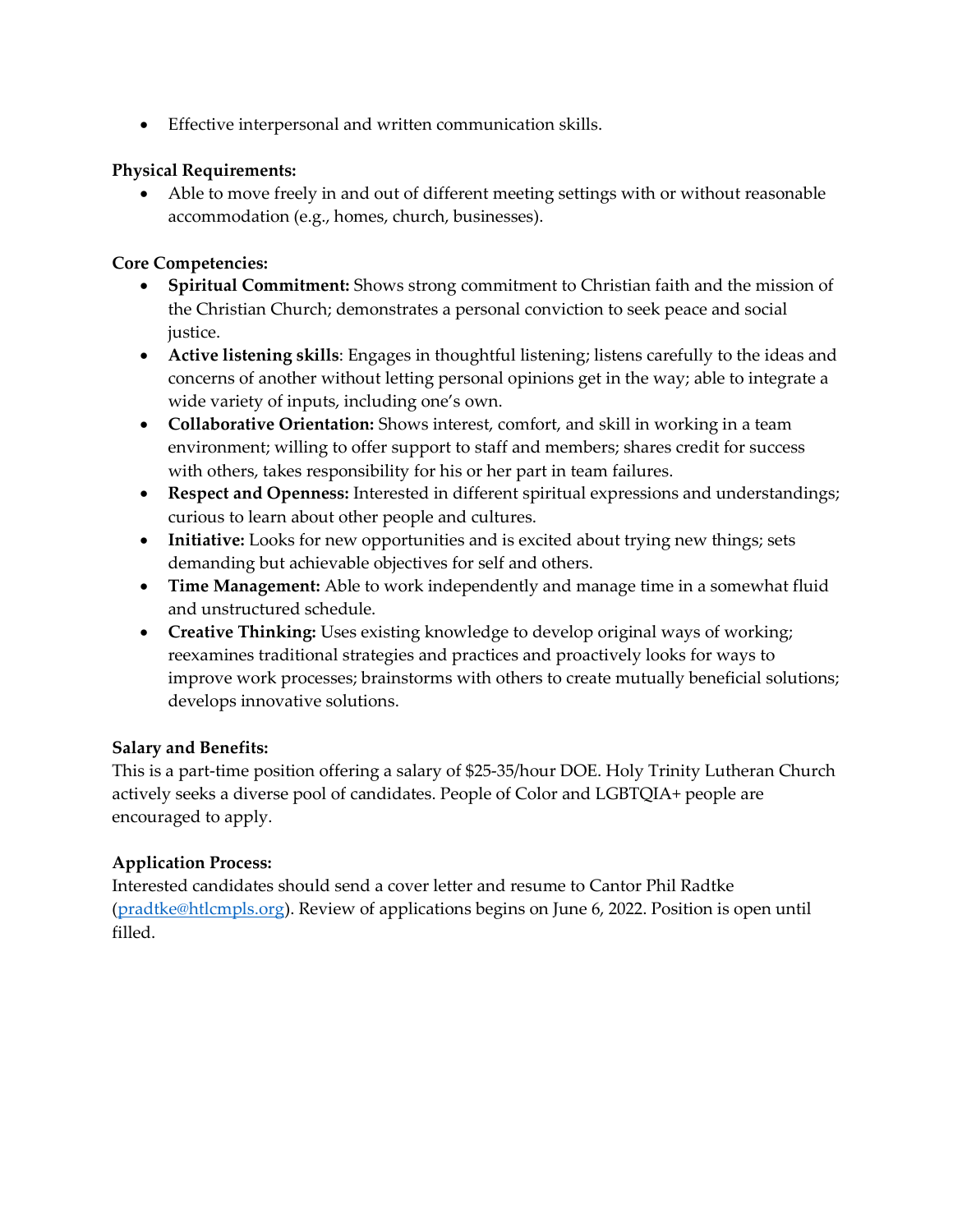- Effective interpersonal and written communication skills.

**Physical Requirements:**

- Able to move freely in and out of different meeting settings with or without reasonable accommodation (e.g., homes, church, businesses).

**Core Competencies:**

- **Spiritual Commitment:** Shows strong commitment to Christian faith and the mission of the Christian Church; demonstrates a personal conviction to seek peace and social justice.
- **Active listening skills**: Engages in thoughtful listening; listens carefully to the ideas and concerns of another without letting personal opinions get in the way; able to integrate a wide variety of inputs, including one's own.
- **Collaborative Orientation:** Shows interest, comfort, and skill in working in a team environment; willing to offer support to staff and members; shares credit for success with others, takes responsibility for his or her part in team failures.
- **Respect and Openness:** Interested in different spiritual expressions and understandings; curious to learn about other people and cultures.
- **Initiative:** Looks for new opportunities and is excited about trying new things; sets demanding but achievable objectives for self and others.
- **Time Management:** Able to work independently and manage time in a somewhat fluid and unstructured schedule.
- **Creative Thinking:** Uses existing knowledge to develop original ways of working; reexamines traditional strategies and practices and proactively looks for ways to improve work processes; brainstorms with others to create mutually beneficial solutions; develops innovative solutions.

**Salary and Benefits:**

This is a part-time position offering a salary of $25-35/hour DOE. Holy Trinity Lutheran Church actively seeks a diverse pool of candidates. People of Color and LGBTQIA+ people are encouraged to apply.

**Application Process:**

Interested candidates should send a cover letter and resume to Cantor Phil Radtke (pradtke@htlcmpls.org). Review of applications begins on June 6, 2022. Position is open until filled.